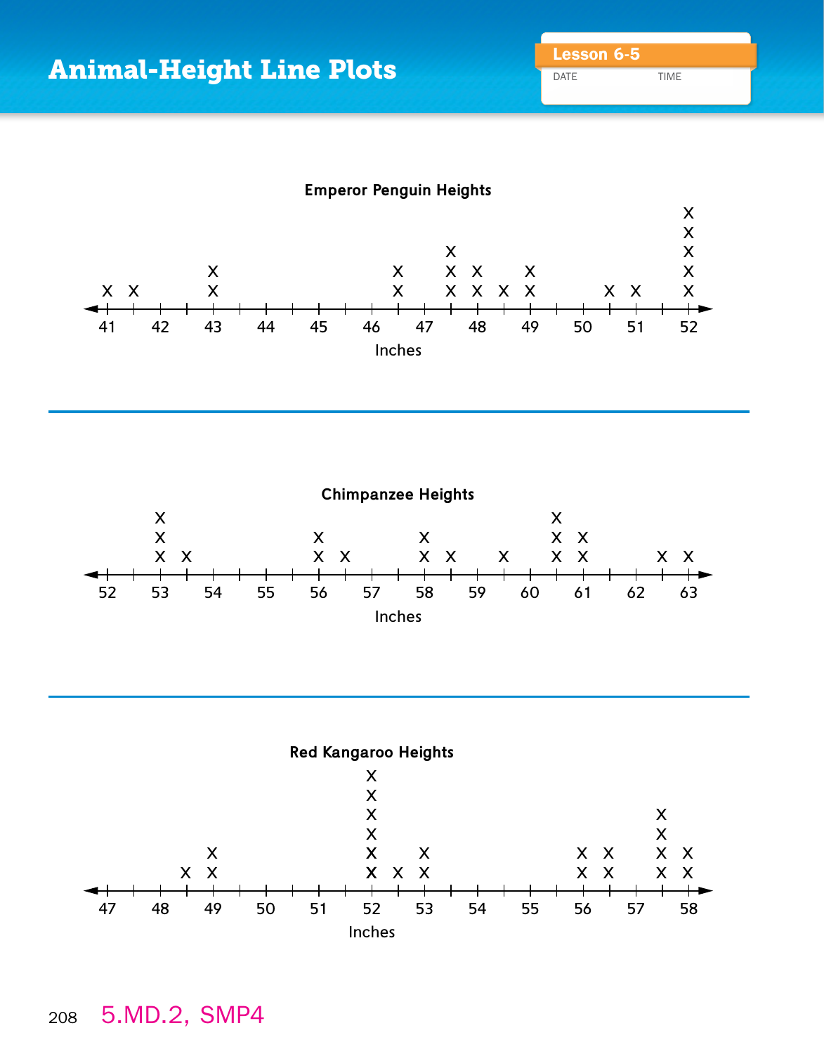# Animal-Height Line Plots

**Lesson 6-5**

DATE TIME

### Emperor Penguin Heights

| Inches | 41 | 41½ | 43 | 46½ | 47½ | 48 | 48½ | 49 | 50½ | 51 | 52 |
|---|---|---|---|---|---|---|---|---|---|---|---|
| X | X | X | XX | XX | XXX | XX | X | XX | X | X | XXXXX |

Number line: 41 to 52, marked in half inches

Inches

### Chimpanzee Heights

| Inches | 53 | 53½ | 56 | 56½ | 58 | 58½ | 59½ | 60½ | 61 | 62½ | 63 |
|---|---|---|---|---|---|---|---|---|---|---|---|
| X | XXX | X | XX | X | XX | X | X | XXX | XX | X | X |

Number line: 52 to 63, marked in half inches

Inches

### Red Kangaroo Heights

| Inches | 48½ | 49 | 52 | 52½ | 53 | 56 | 56½ | 57½ | 58 |
|---|---|---|---|---|---|---|---|---|---|
| X | X | XX | XXXXXX | X | XX | XX | XX | XXXX | XX |

Number line: 47 to 58, marked in half inches

Inches

5.MD.2, SMP4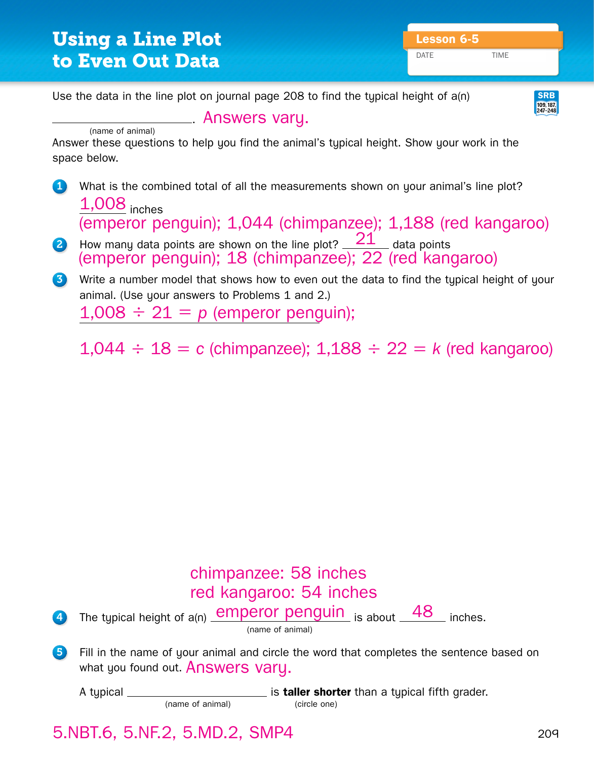# Using a Line Plot to Even Out Data

Lesson 6-5

DATE TIME

Use the data in the line plot on journal page 208 to find the typical height of a(n) ______________. Answers vary.
(name of animal)

Answer these questions to help you find the animal's typical height. Show your work in the space below.

SRB 109, 187, 247–248

1. What is the combined total of all the measurements shown on your animal's line plot? 1,008 inches
(emperor penguin); 1,044 (chimpanzee); 1,188 (red kangaroo)

2. How many data points are shown on the line plot? 21 data points
(emperor penguin); 18 (chimpanzee); 22 (red kangaroo)

3. Write a number model that shows how to even out the data to find the typical height of your animal. (Use your answers to Problems 1 and 2.)
$1{,}008 \div 21 = p$ (emperor penguin);

$1{,}044 \div 18 = c$ (chimpanzee); $1{,}188 \div 22 = k$ (red kangaroo)

chimpanzee: 58 inches
red kangaroo: 54 inches

4. The typical height of a(n) emperor penguin is about 48 inches.
(name of animal)

5. Fill in the name of your animal and circle the word that completes the sentence based on what you found out. Answers vary.

A typical ______________ is **taller shorter** than a typical fifth grader.
(name of animal) (circle one)

5.NBT.6, 5.NF.2, 5.MD.2, SMP4